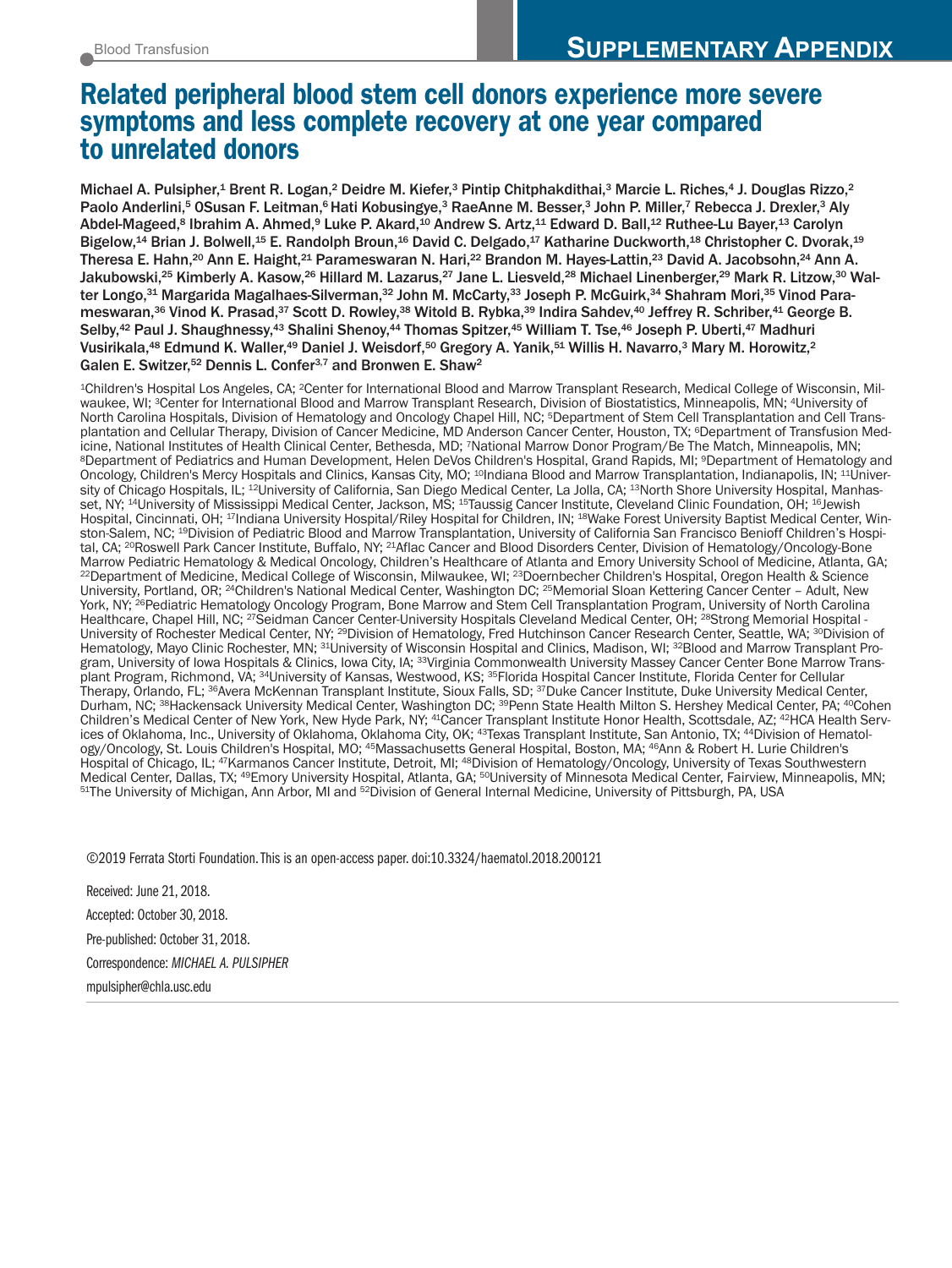SUPPLEMENTARY APPENDIX

# Related peripheral blood stem cell donors experience more severe symptoms and less complete recovery at one year compared to unrelated donors

Michael A. Pulsipher,[1] Brent R. Logan,[2] Deidre M. Kiefer,[3] Pintip Chitphakdithai,[3] Marcie L. Riches,[4] J. Douglas Rizzo,[2] Paolo Anderlini,[5] OSusan F. Leitman,[6] Hati Kobusingye,[3] RaeAnne M. Besser,[3] John P. Miller,[7] Rebecca J. Drexler,[3] Aly Abdel-Mageed,[8] Ibrahim A. Ahmed,[9] Luke P. Akard,[10] Andrew S. Artz,[11] Edward D. Ball,[12] Ruthee-Lu Bayer,[13] Carolyn Bigelow,[14] Brian J. Bolwell,[15] E. Randolph Broun,[16] David C. Delgado,[17] Katharine Duckworth,[18] Christopher C. Dvorak,[19] Theresa E. Hahn,[20] Ann E. Haight,[21] Parameswaran N. Hari,[22] Brandon M. Hayes-Lattin,[23] David A. Jacobsohn,[24] Ann A. Jakubowski,[25] Kimberly A. Kasow,[26] Hillard M. Lazarus,[27] Jane L. Liesveld,[28] Michael Linenberger,[29] Mark R. Litzow,[30] Walter Longo,[31] Margarida Magalhaes-Silverman,[32] John M. McCarty,[33] Joseph P. McGuirk,[34] Shahram Mori,[35] Vinod Parameswaran,[36] Vinod K. Prasad,[37] Scott D. Rowley,[38] Witold B. Rybka,[39] Indira Sahdev,[40] Jeffrey R. Schriber,[41] George B. Selby,[42] Paul J. Shaughnessy,[43] Shalini Shenoy,[44] Thomas Spitzer,[45] William T. Tse,[46] Joseph P. Uberti,[47] Madhuri Vusirikala,[48] Edmund K. Waller,[49] Daniel J. Weisdorf,[50] Gregory A. Yanik,[51] Willis H. Navarro,[3] Mary M. Horowitz,[2] Galen E. Switzer,[52] Dennis L. Confer[3,7] and Bronwen E. Shaw[2]

[1]Children's Hospital Los Angeles, CA; [2]Center for International Blood and Marrow Transplant Research, Medical College of Wisconsin, Milwaukee, WI; [3]Center for International Blood and Marrow Transplant Research, Division of Biostatistics, Minneapolis, MN; [4]University of North Carolina Hospitals, Division of Hematology and Oncology Chapel Hill, NC; [5]Department of Stem Cell Transplantation and Cell Transplantation and Cellular Therapy, Division of Cancer Medicine, MD Anderson Cancer Center, Houston, TX; [6]Department of Transfusion Medicine, National Institutes of Health Clinical Center, Bethesda, MD; [7]National Marrow Donor Program/Be The Match, Minneapolis, MN; [8]Department of Pediatrics and Human Development, Helen DeVos Children's Hospital, Grand Rapids, MI; [9]Department of Hematology and Oncology, Children's Mercy Hospitals and Clinics, Kansas City, MO; [10]Indiana Blood and Marrow Transplantation, Indianapolis, IN; [11]University of Chicago Hospitals, IL; [12]University of California, San Diego Medical Center, La Jolla, CA; [13]North Shore University Hospital, Manhasset, NY; [14]University of Mississippi Medical Center, Jackson, MS; [15]Taussig Cancer Institute, Cleveland Clinic Foundation, OH; [16]Jewish Hospital, Cincinnati, OH; [17]Indiana University Hospital/Riley Hospital for Children, IN; [18]Wake Forest University Baptist Medical Center, Winston-Salem, NC; [19]Division of Pediatric Blood and Marrow Transplantation, University of California San Francisco Benioff Children's Hospital, CA; [20]Roswell Park Cancer Institute, Buffalo, NY; [21]Aflac Cancer and Blood Disorders Center, Division of Hematology/Oncology-Bone Marrow Pediatric Hematology & Medical Oncology, Children's Healthcare of Atlanta and Emory University School of Medicine, Atlanta, GA; [22]Department of Medicine, Medical College of Wisconsin, Milwaukee, WI; [23]Doernbecher Children's Hospital, Oregon Health & Science University, Portland, OR; [24]Children's National Medical Center, Washington DC; [25]Memorial Sloan Kettering Cancer Center – Adult, New York, NY; [26]Pediatric Hematology Oncology Program, Bone Marrow and Stem Cell Transplantation Program, University of North Carolina Healthcare, Chapel Hill, NC; [27]Seidman Cancer Center-University Hospitals Cleveland Medical Center, OH; [28]Strong Memorial Hospital - University of Rochester Medical Center, NY; [29]Division of Hematology, Fred Hutchinson Cancer Research Center, Seattle, WA; [30]Division of Hematology, Mayo Clinic Rochester, MN; [31]University of Wisconsin Hospital and Clinics, Madison, WI; [32]Blood and Marrow Transplant Program, University of Iowa Hospitals & Clinics, Iowa City, IA; [33]Virginia Commonwealth University Massey Cancer Center Bone Marrow Transplant Program, Richmond, VA; [34]University of Kansas, Westwood, KS; [35]Florida Hospital Cancer Institute, Florida Center for Cellular Therapy, Orlando, FL; [36]Avera McKennan Transplant Institute, Sioux Falls, SD; [37]Duke Cancer Institute, Duke University Medical Center, Durham, NC; [38]Hackensack University Medical Center, Washington DC; [39]Penn State Health Milton S. Hershey Medical Center, PA; [40]Cohen Children's Medical Center of New York, New Hyde Park, NY; [41]Cancer Transplant Institute Honor Health, Scottsdale, AZ; [42]HCA Health Services of Oklahoma, Inc., University of Oklahoma, Oklahoma City, OK; [43]Texas Transplant Institute, San Antonio, TX; [44]Division of Hematology/Oncology, St. Louis Children's Hospital, MO; [45]Massachusetts General Hospital, Boston, MA; [46]Ann & Robert H. Lurie Children's Hospital of Chicago, IL; [47]Karmanos Cancer Institute, Detroit, MI; [48]Division of Hematology/Oncology, University of Texas Southwestern Medical Center, Dallas, TX; [49]Emory University Hospital, Atlanta, GA; [50]University of Minnesota Medical Center, Fairview, Minneapolis, MN; [51]The University of Michigan, Ann Arbor, MI and [52]Division of General Internal Medicine, University of Pittsburgh, PA, USA

©2019 Ferrata Storti Foundation. This is an open-access paper. doi:10.3324/haematol.2018.200121

Received: June 21, 2018.

Accepted: October 30, 2018.

Pre-published: October 31, 2018.

Correspondence: *MICHAEL A. PULSIPHER*

mpulsipher@chla.usc.edu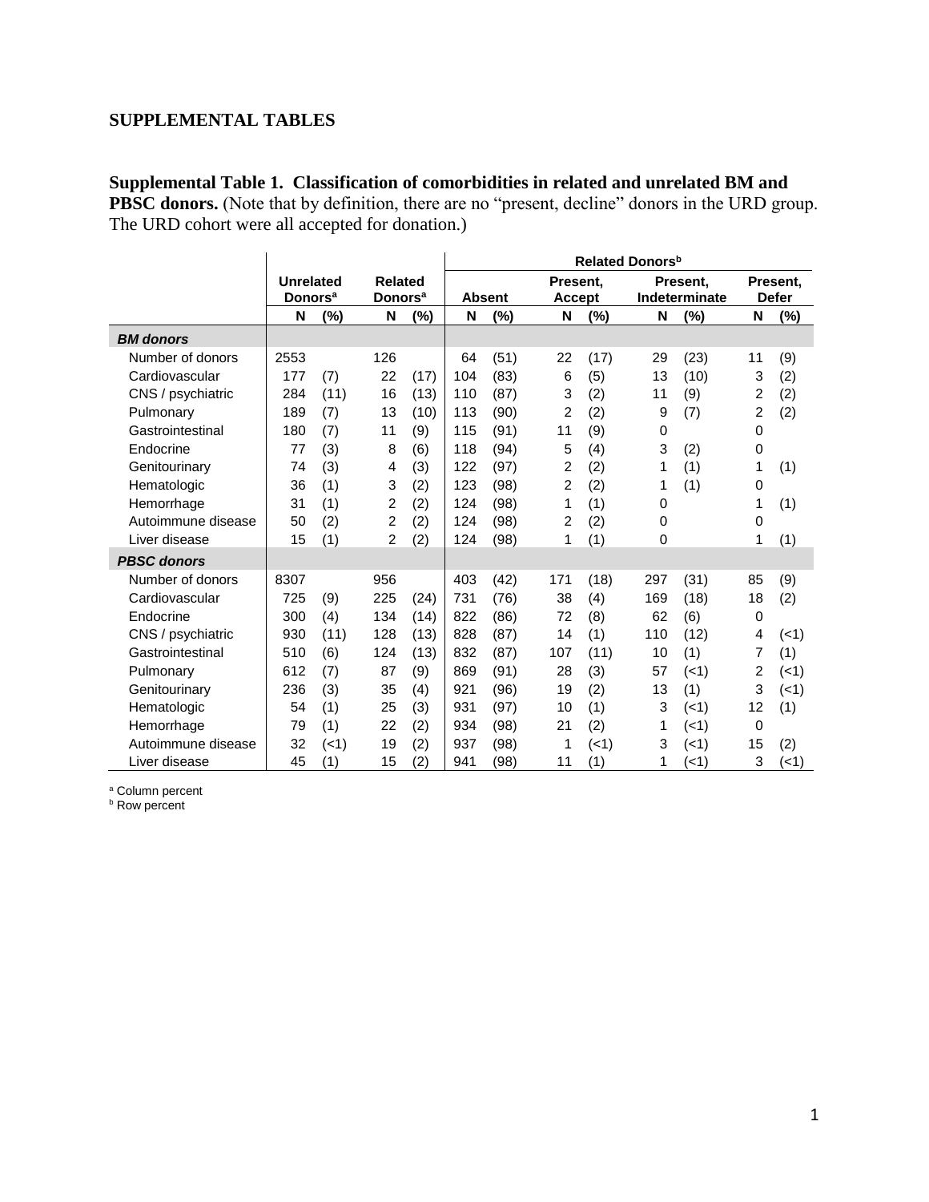# SUPPLEMENTAL TABLES

**Supplemental Table 1. Classification of comorbidities in related and unrelated BM and PBSC donors.** (Note that by definition, there are no "present, decline" donors in the URD group. The URD cohort were all accepted for donation.)

| | Unrelated Donors[a] | | Related Donors[a] | | Related Donors[b] | | | | | | | |
|---|---|---|---|---|---|---|---|---|---|---|---|---|
| | | | | | Absent | | Present, Accept | | Present, Indeterminate | | Present, Defer | |
| | N | (%) | N | (%) | N | (%) | N | (%) | N | (%) | N | (%) |
| ***BM donors*** | | | | | | | | | | | | |
| Number of donors | 2553 | | 126 | | 64 | (51) | 22 | (17) | 29 | (23) | 11 | (9) |
| Cardiovascular | 177 | (7) | 22 | (17) | 104 | (83) | 6 | (5) | 13 | (10) | 3 | (2) |
| CNS / psychiatric | 284 | (11) | 16 | (13) | 110 | (87) | 3 | (2) | 11 | (9) | 2 | (2) |
| Pulmonary | 189 | (7) | 13 | (10) | 113 | (90) | 2 | (2) | 9 | (7) | 2 | (2) |
| Gastrointestinal | 180 | (7) | 11 | (9) | 115 | (91) | 11 | (9) | 0 | | 0 | |
| Endocrine | 77 | (3) | 8 | (6) | 118 | (94) | 5 | (4) | 3 | (2) | 0 | |
| Genitourinary | 74 | (3) | 4 | (3) | 122 | (97) | 2 | (2) | 1 | (1) | 1 | (1) |
| Hematologic | 36 | (1) | 3 | (2) | 123 | (98) | 2 | (2) | 1 | (1) | 0 | |
| Hemorrhage | 31 | (1) | 2 | (2) | 124 | (98) | 1 | (1) | 0 | | 1 | (1) |
| Autoimmune disease | 50 | (2) | 2 | (2) | 124 | (98) | 2 | (2) | 0 | | 0 | |
| Liver disease | 15 | (1) | 2 | (2) | 124 | (98) | 1 | (1) | 0 | | 1 | (1) |
| ***PBSC donors*** | | | | | | | | | | | | |
| Number of donors | 8307 | | 956 | | 403 | (42) | 171 | (18) | 297 | (31) | 85 | (9) |
| Cardiovascular | 725 | (9) | 225 | (24) | 731 | (76) | 38 | (4) | 169 | (18) | 18 | (2) |
| Endocrine | 300 | (4) | 134 | (14) | 822 | (86) | 72 | (8) | 62 | (6) | 0 | |
| CNS / psychiatric | 930 | (11) | 128 | (13) | 828 | (87) | 14 | (1) | 110 | (12) | 4 | (<1) |
| Gastrointestinal | 510 | (6) | 124 | (13) | 832 | (87) | 107 | (11) | 10 | (1) | 7 | (1) |
| Pulmonary | 612 | (7) | 87 | (9) | 869 | (91) | 28 | (3) | 57 | (<1) | 2 | (<1) |
| Genitourinary | 236 | (3) | 35 | (4) | 921 | (96) | 19 | (2) | 13 | (1) | 3 | (<1) |
| Hematologic | 54 | (1) | 25 | (3) | 931 | (97) | 10 | (1) | 3 | (<1) | 12 | (1) |
| Hemorrhage | 79 | (1) | 22 | (2) | 934 | (98) | 21 | (2) | 1 | (<1) | 0 | |
| Autoimmune disease | 32 | (<1) | 19 | (2) | 937 | (98) | 1 | (<1) | 3 | (<1) | 15 | (2) |
| Liver disease | 45 | (1) | 15 | (2) | 941 | (98) | 11 | (1) | 1 | (<1) | 3 | (<1) |

[a] Column percent
[b] Row percent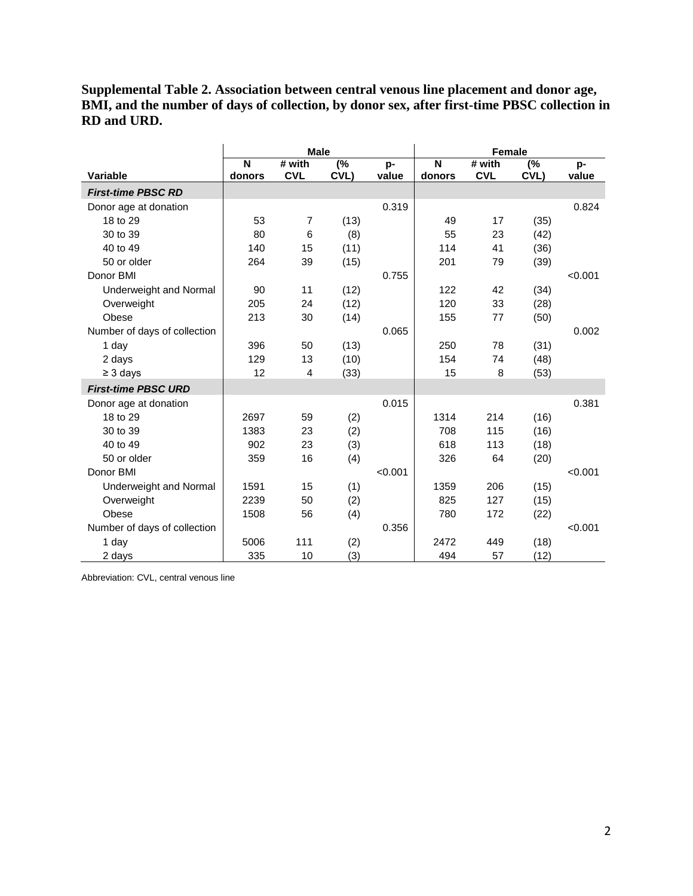**Supplemental Table 2. Association between central venous line placement and donor age, BMI, and the number of days of collection, by donor sex, after first-time PBSC collection in RD and URD.**

| | Male | | | | Female | | | |
|---|---|---|---|---|---|---|---|---|
| Variable | N donors | # with CVL | (% CVL) | p-value | N donors | # with CVL | (% CVL) | p-value |
| ***First-time PBSC RD*** | | | | | | | | |
| Donor age at donation | | | | 0.319 | | | | 0.824 |
| 18 to 29 | 53 | 7 | (13) | | 49 | 17 | (35) | |
| 30 to 39 | 80 | 6 | (8) | | 55 | 23 | (42) | |
| 40 to 49 | 140 | 15 | (11) | | 114 | 41 | (36) | |
| 50 or older | 264 | 39 | (15) | | 201 | 79 | (39) | |
| Donor BMI | | | | 0.755 | | | | <0.001 |
| Underweight and Normal | 90 | 11 | (12) | | 122 | 42 | (34) | |
| Overweight | 205 | 24 | (12) | | 120 | 33 | (28) | |
| Obese | 213 | 30 | (14) | | 155 | 77 | (50) | |
| Number of days of collection | | | | 0.065 | | | | 0.002 |
| 1 day | 396 | 50 | (13) | | 250 | 78 | (31) | |
| 2 days | 129 | 13 | (10) | | 154 | 74 | (48) | |
| ≥ 3 days | 12 | 4 | (33) | | 15 | 8 | (53) | |
| ***First-time PBSC URD*** | | | | | | | | |
| Donor age at donation | | | | 0.015 | | | | 0.381 |
| 18 to 29 | 2697 | 59 | (2) | | 1314 | 214 | (16) | |
| 30 to 39 | 1383 | 23 | (2) | | 708 | 115 | (16) | |
| 40 to 49 | 902 | 23 | (3) | | 618 | 113 | (18) | |
| 50 or older | 359 | 16 | (4) | | 326 | 64 | (20) | |
| Donor BMI | | | | <0.001 | | | | <0.001 |
| Underweight and Normal | 1591 | 15 | (1) | | 1359 | 206 | (15) | |
| Overweight | 2239 | 50 | (2) | | 825 | 127 | (15) | |
| Obese | 1508 | 56 | (4) | | 780 | 172 | (22) | |
| Number of days of collection | | | | 0.356 | | | | <0.001 |
| 1 day | 5006 | 111 | (2) | | 2472 | 449 | (18) | |
| 2 days | 335 | 10 | (3) | | 494 | 57 | (12) | |

Abbreviation: CVL, central venous line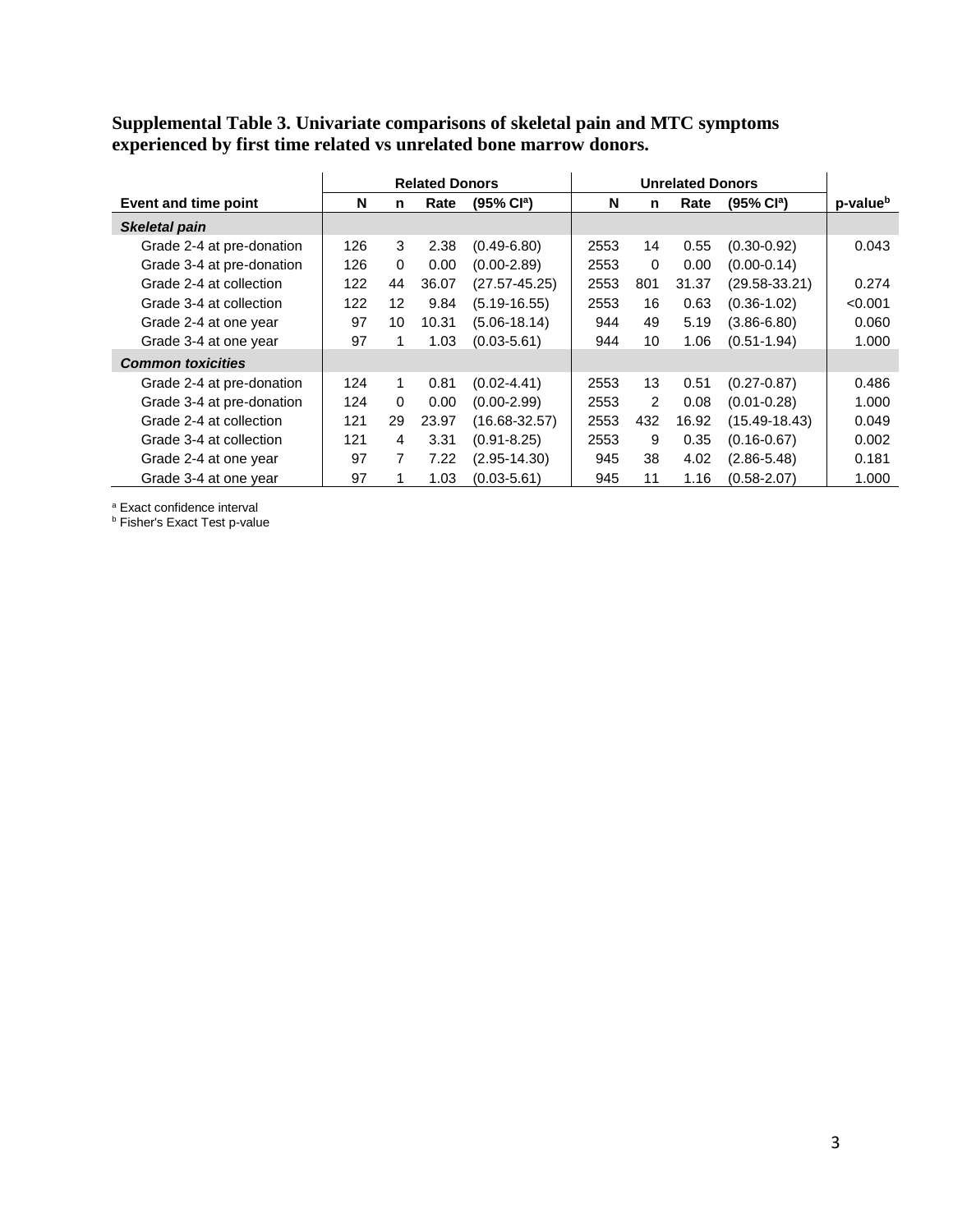**Supplemental Table 3. Univariate comparisons of skeletal pain and MTC symptoms experienced by first time related vs unrelated bone marrow donors.**

| | Related Donors | | | | Unrelated Donors | | | | |
|---|---|---|---|---|---|---|---|---|---|
| **Event and time point** | **N** | **n** | **Rate** | **(95% CI[a])** | **N** | **n** | **Rate** | **(95% CI[a])** | **p-value[b]** |
| ***Skeletal pain*** | | | | | | | | | |
| Grade 2-4 at pre-donation | 126 | 3 | 2.38 | (0.49-6.80) | 2553 | 14 | 0.55 | (0.30-0.92) | 0.043 |
| Grade 3-4 at pre-donation | 126 | 0 | 0.00 | (0.00-2.89) | 2553 | 0 | 0.00 | (0.00-0.14) | |
| Grade 2-4 at collection | 122 | 44 | 36.07 | (27.57-45.25) | 2553 | 801 | 31.37 | (29.58-33.21) | 0.274 |
| Grade 3-4 at collection | 122 | 12 | 9.84 | (5.19-16.55) | 2553 | 16 | 0.63 | (0.36-1.02) | <0.001 |
| Grade 2-4 at one year | 97 | 10 | 10.31 | (5.06-18.14) | 944 | 49 | 5.19 | (3.86-6.80) | 0.060 |
| Grade 3-4 at one year | 97 | 1 | 1.03 | (0.03-5.61) | 944 | 10 | 1.06 | (0.51-1.94) | 1.000 |
| ***Common toxicities*** | | | | | | | | | |
| Grade 2-4 at pre-donation | 124 | 1 | 0.81 | (0.02-4.41) | 2553 | 13 | 0.51 | (0.27-0.87) | 0.486 |
| Grade 3-4 at pre-donation | 124 | 0 | 0.00 | (0.00-2.99) | 2553 | 2 | 0.08 | (0.01-0.28) | 1.000 |
| Grade 2-4 at collection | 121 | 29 | 23.97 | (16.68-32.57) | 2553 | 432 | 16.92 | (15.49-18.43) | 0.049 |
| Grade 3-4 at collection | 121 | 4 | 3.31 | (0.91-8.25) | 2553 | 9 | 0.35 | (0.16-0.67) | 0.002 |
| Grade 2-4 at one year | 97 | 7 | 7.22 | (2.95-14.30) | 945 | 38 | 4.02 | (2.86-5.48) | 0.181 |
| Grade 3-4 at one year | 97 | 1 | 1.03 | (0.03-5.61) | 945 | 11 | 1.16 | (0.58-2.07) | 1.000 |

[a] Exact confidence interval
[b] Fisher's Exact Test p-value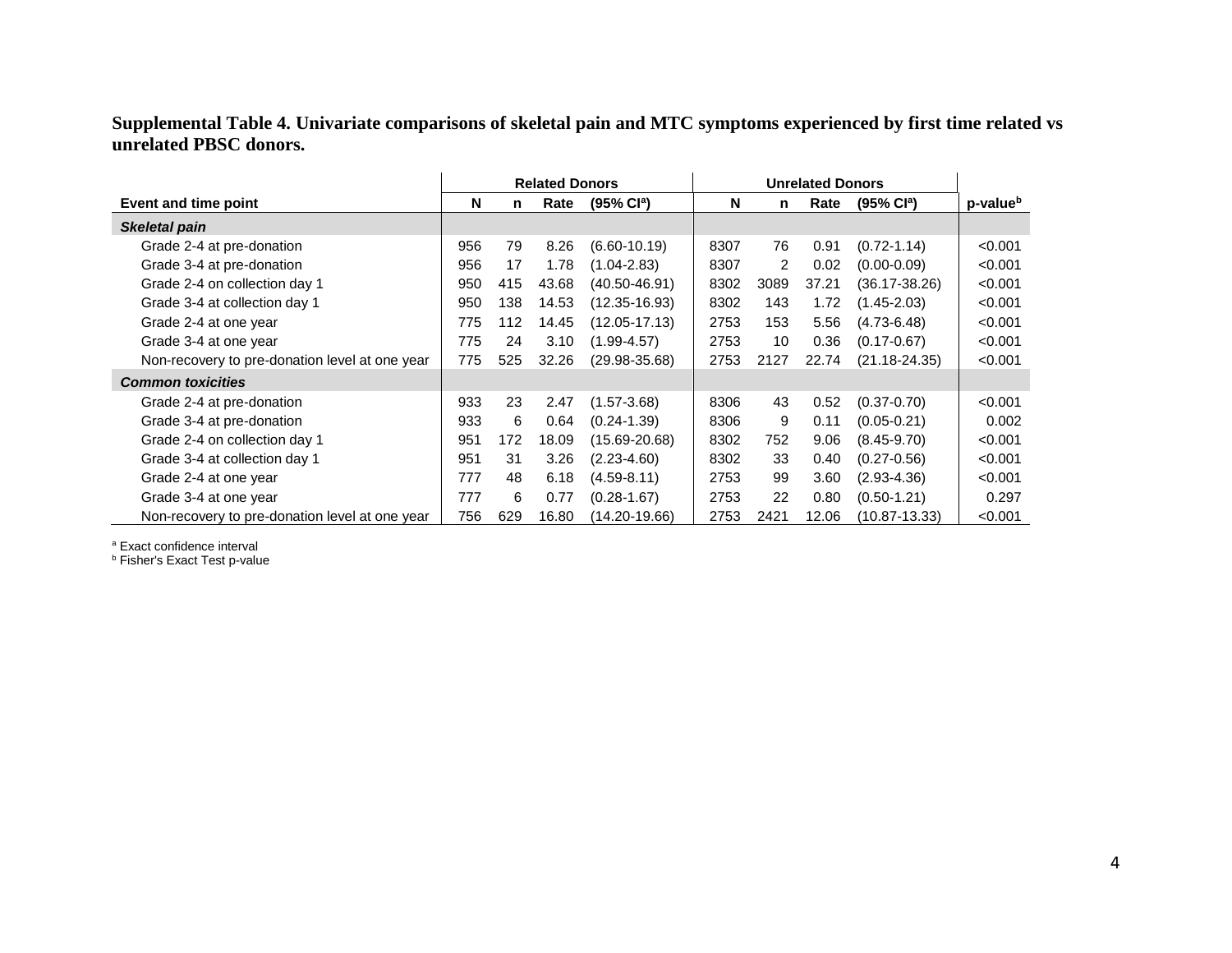**Supplemental Table 4. Univariate comparisons of skeletal pain and MTC symptoms experienced by first time related vs unrelated PBSC donors.**

| Event and time point | Related Donors | | | | Unrelated Donors | | | | |
|---|---|---|---|---|---|---|---|---|---|
| | N | n | Rate | (95% CI[a]) | N | n | Rate | (95% CI[a]) | p-value[b] |
| ***Skeletal pain*** | | | | | | | | | |
| Grade 2-4 at pre-donation | 956 | 79 | 8.26 | (6.60-10.19) | 8307 | 76 | 0.91 | (0.72-1.14) | <0.001 |
| Grade 3-4 at pre-donation | 956 | 17 | 1.78 | (1.04-2.83) | 8307 | 2 | 0.02 | (0.00-0.09) | <0.001 |
| Grade 2-4 on collection day 1 | 950 | 415 | 43.68 | (40.50-46.91) | 8302 | 3089 | 37.21 | (36.17-38.26) | <0.001 |
| Grade 3-4 at collection day 1 | 950 | 138 | 14.53 | (12.35-16.93) | 8302 | 143 | 1.72 | (1.45-2.03) | <0.001 |
| Grade 2-4 at one year | 775 | 112 | 14.45 | (12.05-17.13) | 2753 | 153 | 5.56 | (4.73-6.48) | <0.001 |
| Grade 3-4 at one year | 775 | 24 | 3.10 | (1.99-4.57) | 2753 | 10 | 0.36 | (0.17-0.67) | <0.001 |
| Non-recovery to pre-donation level at one year | 775 | 525 | 32.26 | (29.98-35.68) | 2753 | 2127 | 22.74 | (21.18-24.35) | <0.001 |
| ***Common toxicities*** | | | | | | | | | |
| Grade 2-4 at pre-donation | 933 | 23 | 2.47 | (1.57-3.68) | 8306 | 43 | 0.52 | (0.37-0.70) | <0.001 |
| Grade 3-4 at pre-donation | 933 | 6 | 0.64 | (0.24-1.39) | 8306 | 9 | 0.11 | (0.05-0.21) | 0.002 |
| Grade 2-4 on collection day 1 | 951 | 172 | 18.09 | (15.69-20.68) | 8302 | 752 | 9.06 | (8.45-9.70) | <0.001 |
| Grade 3-4 at collection day 1 | 951 | 31 | 3.26 | (2.23-4.60) | 8302 | 33 | 0.40 | (0.27-0.56) | <0.001 |
| Grade 2-4 at one year | 777 | 48 | 6.18 | (4.59-8.11) | 2753 | 99 | 3.60 | (2.93-4.36) | <0.001 |
| Grade 3-4 at one year | 777 | 6 | 0.77 | (0.28-1.67) | 2753 | 22 | 0.80 | (0.50-1.21) | 0.297 |
| Non-recovery to pre-donation level at one year | 756 | 629 | 16.80 | (14.20-19.66) | 2753 | 2421 | 12.06 | (10.87-13.33) | <0.001 |

[a] Exact confidence interval
[b] Fisher's Exact Test p-value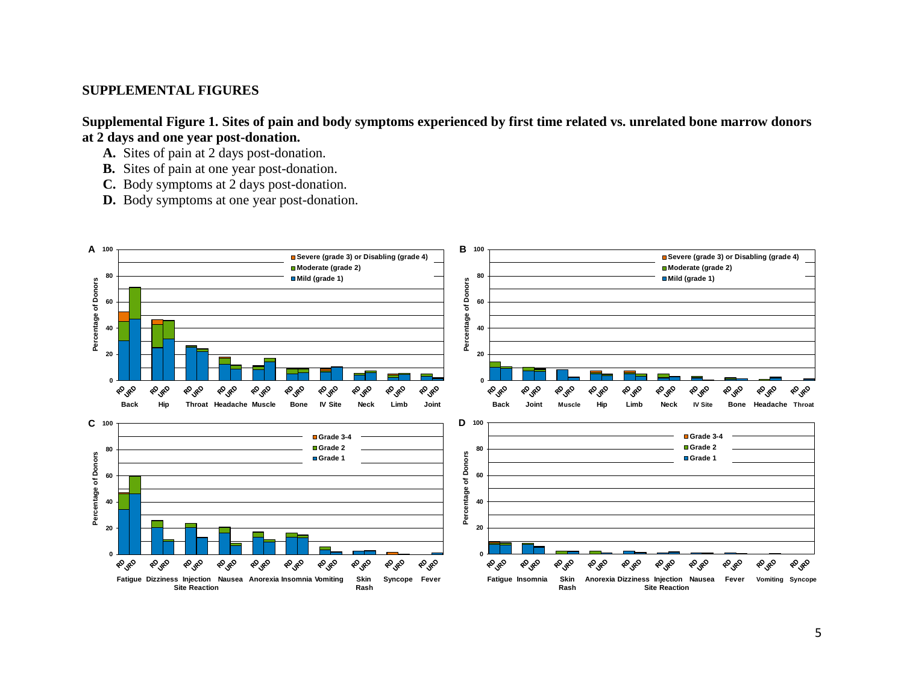# SUPPLEMENTAL FIGURES

**Supplemental Figure 1. Sites of pain and body symptoms experienced by first time related vs. unrelated bone marrow donors at 2 days and one year post-donation.**

- **A.** Sites of pain at 2 days post-donation.
- **B.** Sites of pain at one year post-donation.
- **C.** Body symptoms at 2 days post-donation.
- **D.** Body symptoms at one year post-donation.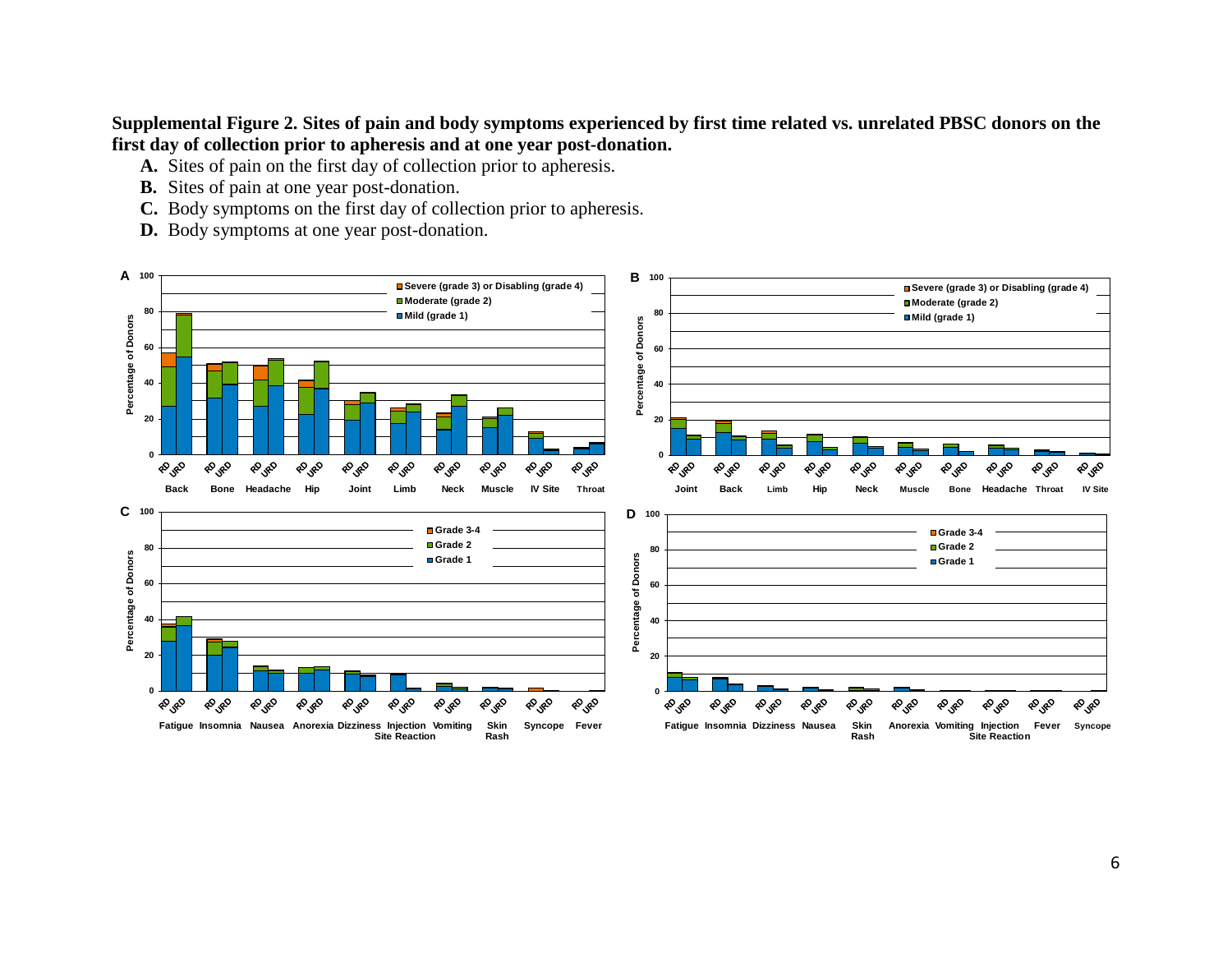**Supplemental Figure 2. Sites of pain and body symptoms experienced by first time related vs. unrelated PBSC donors on the first day of collection prior to apheresis and at one year post-donation.**

- **A.** Sites of pain on the first day of collection prior to apheresis.
- **B.** Sites of pain at one year post-donation.
- **C.** Body symptoms on the first day of collection prior to apheresis.
- **D.** Body symptoms at one year post-donation.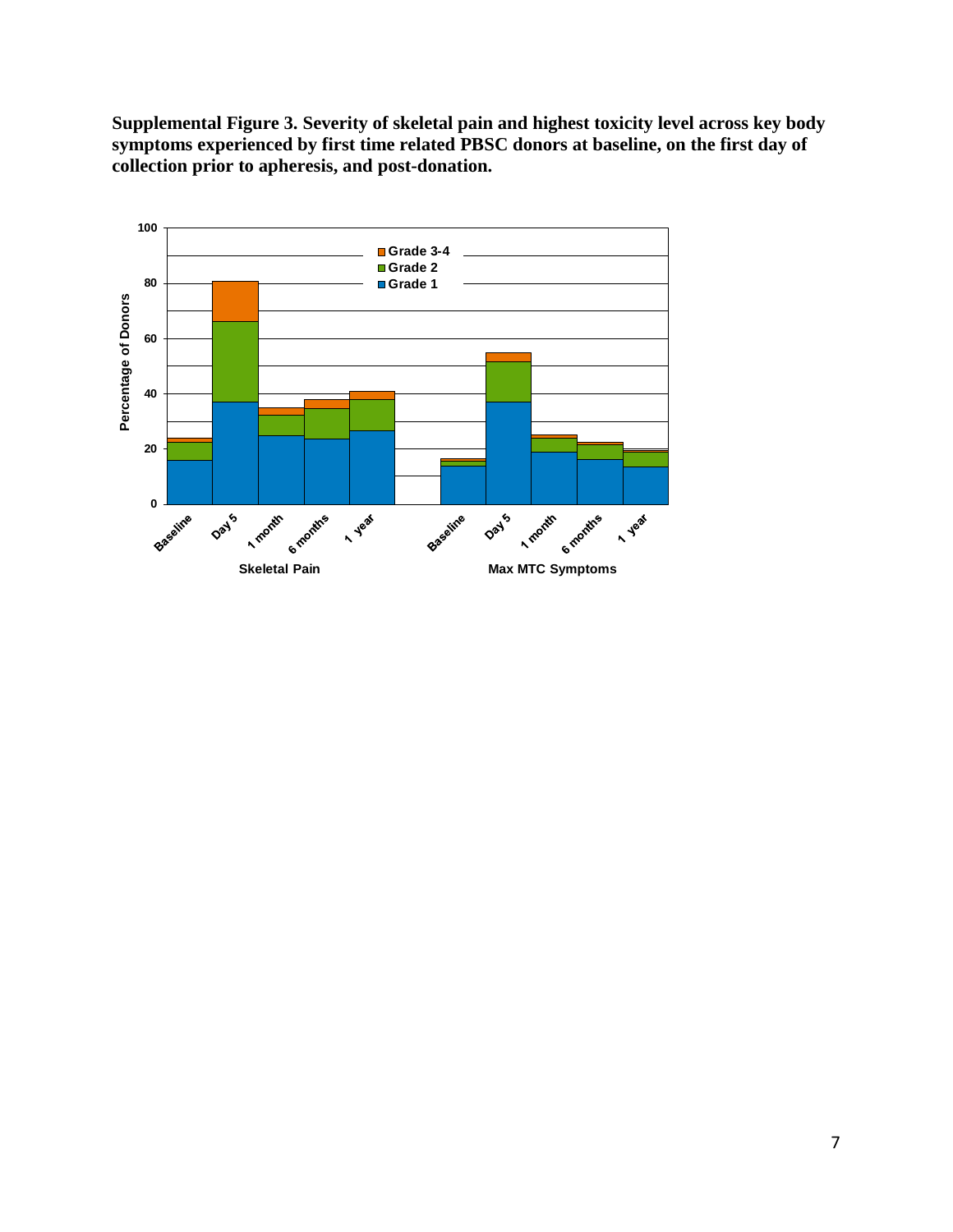**Supplemental Figure 3. Severity of skeletal pain and highest toxicity level across key body symptoms experienced by first time related PBSC donors at baseline, on the first day of collection prior to apheresis, and post-donation.**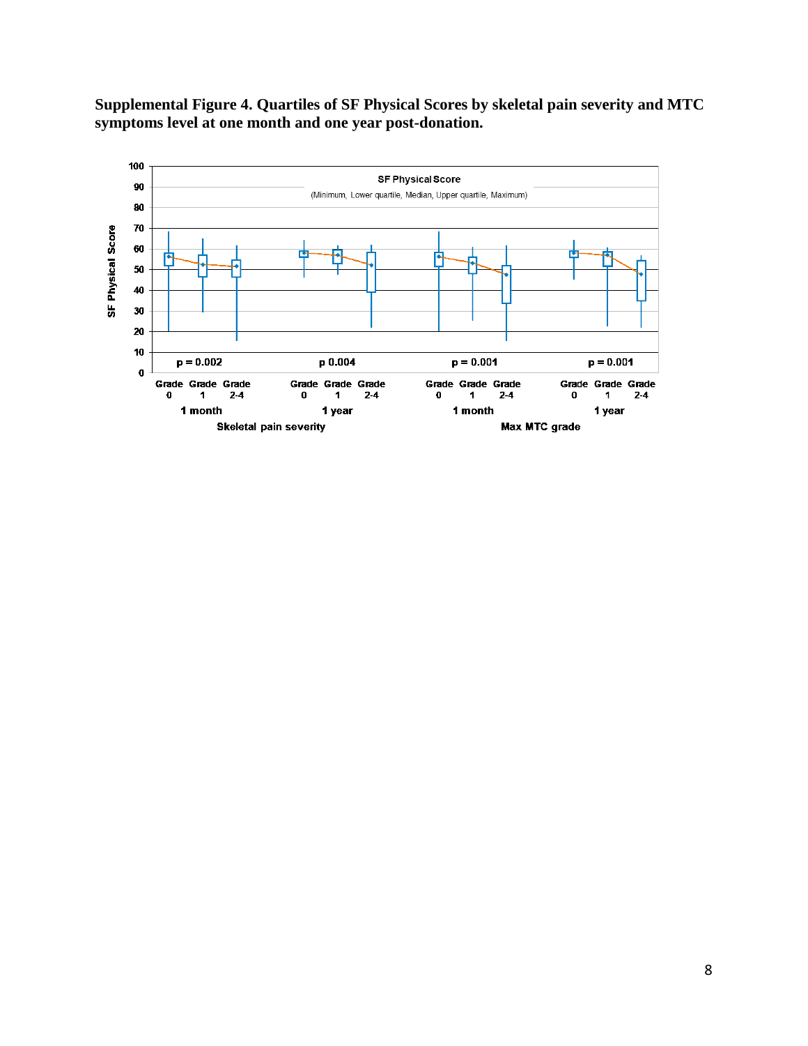**Supplemental Figure 4. Quartiles of SF Physical Scores by skeletal pain severity and MTC symptoms level at one month and one year post-donation.**

SF Physical Score

(Minimum, Lower quartile, Median, Upper quartile, Maximum)

SF Physical Score

100
90
80
70
60
50
40
30
20
10
0

p = 0.002
p 0.004
p = 0.001
p = 0.001

Grade 0 Grade 1 Grade 2-4
1 month

Grade 0 Grade 1 Grade 2-4
1 year

Skeletal pain severity

Grade 0 Grade 1 Grade 2-4
1 month

Grade 0 Grade 1 Grade 2-4
1 year

Max MTC grade